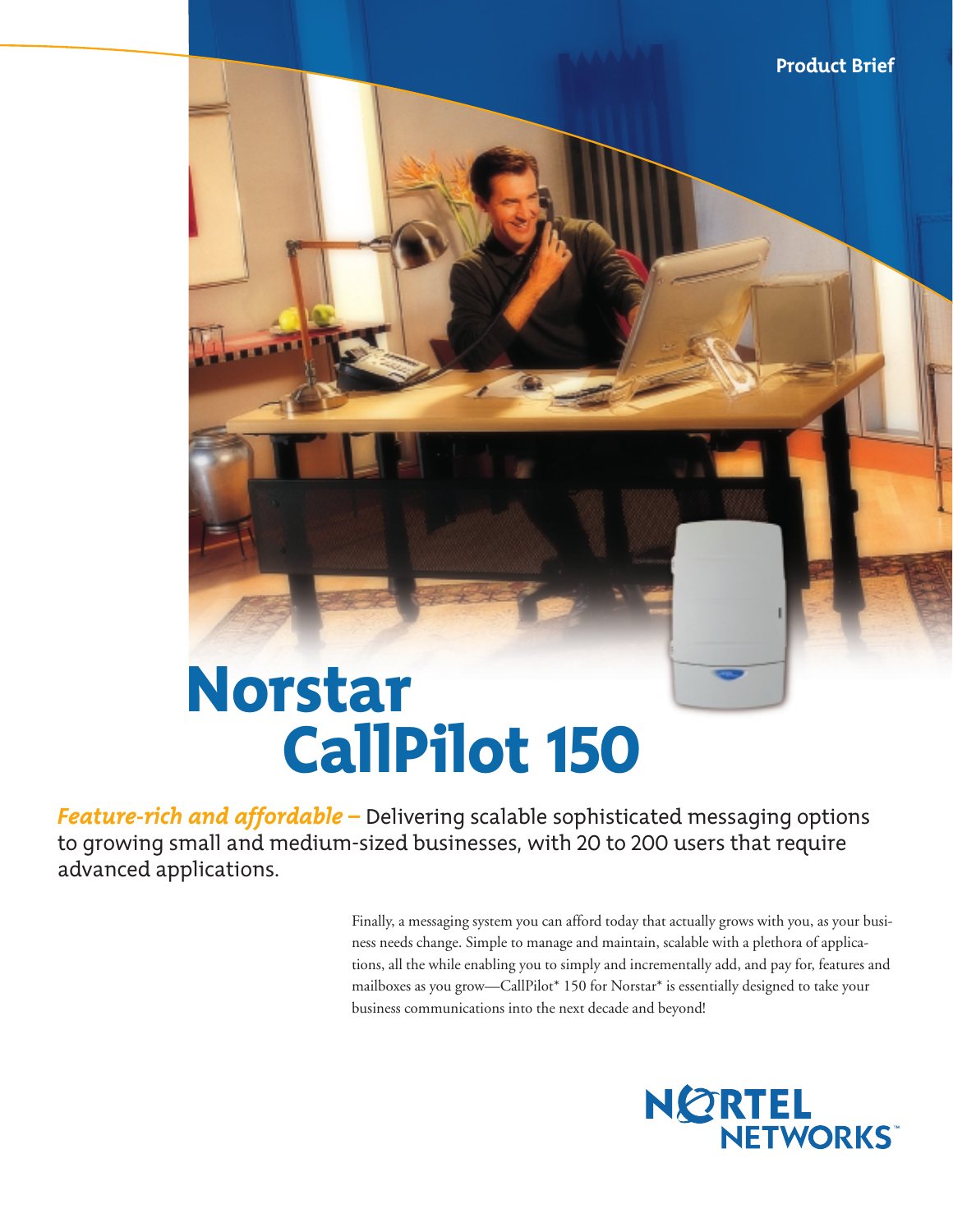Product Brief

# Norstar CallPilot 150

***Feature-rich and affordable –*** Delivering scalable sophisticated messaging options to growing small and medium-sized businesses, with 20 to 200 users that require advanced applications.

Finally, a messaging system you can afford today that actually grows with you, as your business needs change. Simple to manage and maintain, scalable with a plethora of applications, all the while enabling you to simply and incrementally add, and pay for, features and mailboxes as you grow—CallPilot* 150 for Norstar* is essentially designed to take your business communications into the next decade and beyond!

NORTEL NETWORKS™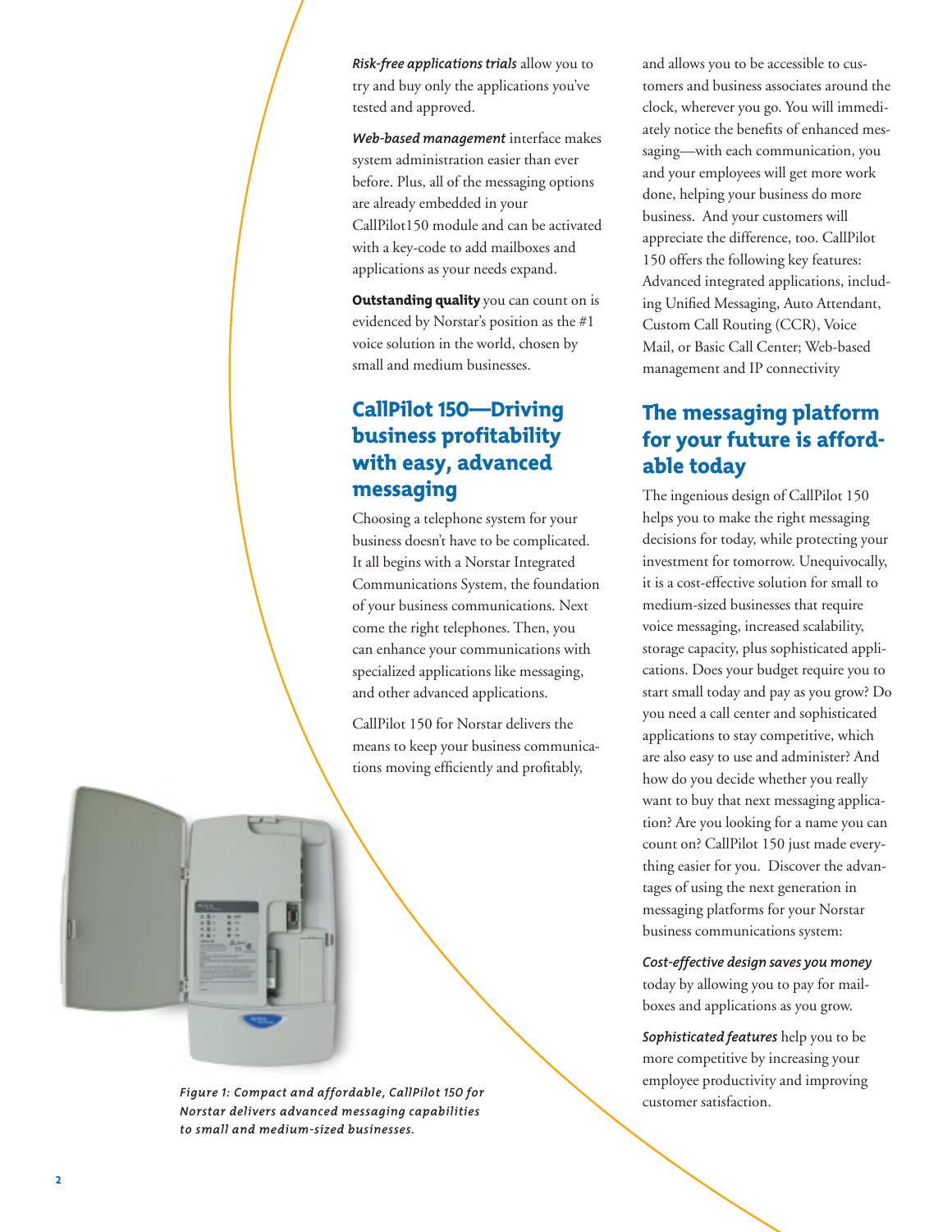***Risk-free applications trials*** allow you to try and buy only the applications you've tested and approved.

***Web-based management*** interface makes system administration easier than ever before. Plus, all of the messaging options are already embedded in your CallPilot150 module and can be activated with a key-code to add mailboxes and applications as your needs expand.

**Outstanding quality** you can count on is evidenced by Norstar's position as the #1 voice solution in the world, chosen by small and medium businesses.

## CallPilot 150—Driving business profitability with easy, advanced messaging

Choosing a telephone system for your business doesn't have to be complicated. It all begins with a Norstar Integrated Communications System, the foundation of your business communications. Next come the right telephones. Then, you can enhance your communications with specialized applications like messaging, and other advanced applications.

CallPilot 150 for Norstar delivers the means to keep your business communications moving efficiently and profitably, and allows you to be accessible to customers and business associates around the clock, wherever you go. You will immediately notice the benefits of enhanced messaging—with each communication, you and your employees will get more work done, helping your business do more business. And your customers will appreciate the difference, too. CallPilot 150 offers the following key features: Advanced integrated applications, including Unified Messaging, Auto Attendant, Custom Call Routing (CCR), Voice Mail, or Basic Call Center; Web-based management and IP connectivity

*Figure 1: Compact and affordable, CallPilot 150 for Norstar delivers advanced messaging capabilities to small and medium-sized businesses.*

## The messaging platform for your future is affordable today

The ingenious design of CallPilot 150 helps you to make the right messaging decisions for today, while protecting your investment for tomorrow. Unequivocally, it is a cost-effective solution for small to medium-sized businesses that require voice messaging, increased scalability, storage capacity, plus sophisticated applications. Does your budget require you to start small today and pay as you grow? Do you need a call center and sophisticated applications to stay competitive, which are also easy to use and administer? And how do you decide whether you really want to buy that next messaging application? Are you looking for a name you can count on? CallPilot 150 just made everything easier for you. Discover the advantages of using the next generation in messaging platforms for your Norstar business communications system:

***Cost-effective design saves you money*** today by allowing you to pay for mailboxes and applications as you grow.

***Sophisticated features*** help you to be more competitive by increasing your employee productivity and improving customer satisfaction.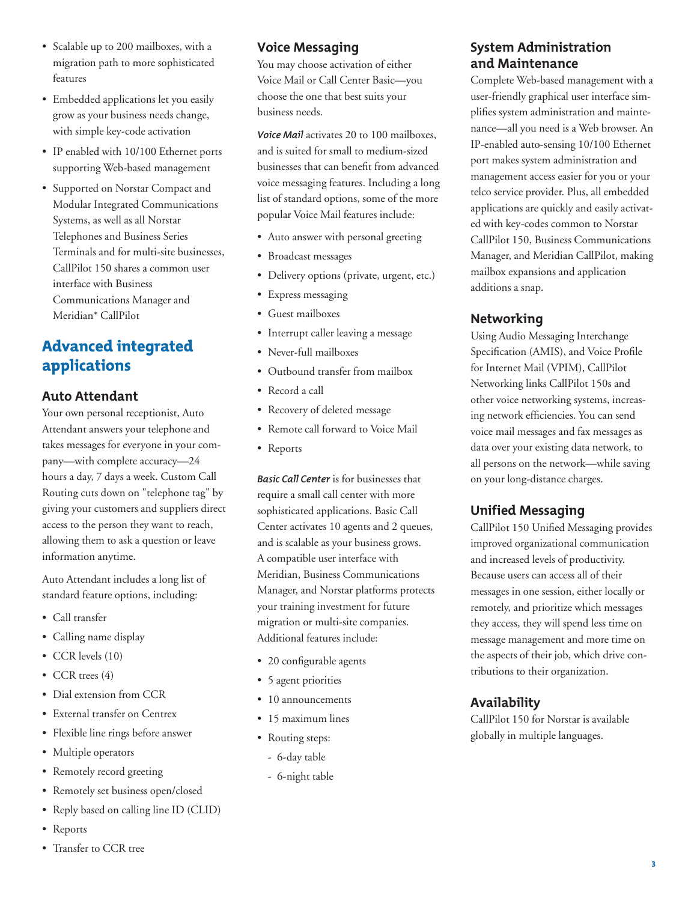- Scalable up to 200 mailboxes, with a migration path to more sophisticated features
- Embedded applications let you easily grow as your business needs change, with simple key-code activation
- IP enabled with 10/100 Ethernet ports supporting Web-based management
- Supported on Norstar Compact and Modular Integrated Communications Systems, as well as all Norstar Telephones and Business Series Terminals and for multi-site businesses, CallPilot 150 shares a common user interface with Business Communications Manager and Meridian* CallPilot

## Advanced integrated applications

### Auto Attendant

Your own personal receptionist, Auto Attendant answers your telephone and takes messages for everyone in your company—with complete accuracy—24 hours a day, 7 days a week. Custom Call Routing cuts down on "telephone tag" by giving your customers and suppliers direct access to the person they want to reach, allowing them to ask a question or leave information anytime.

Auto Attendant includes a long list of standard feature options, including:

- Call transfer
- Calling name display
- CCR levels (10)
- CCR trees (4)
- Dial extension from CCR
- External transfer on Centrex
- Flexible line rings before answer
- Multiple operators
- Remotely record greeting
- Remotely set business open/closed
- Reply based on calling line ID (CLID)
- Reports
- Transfer to CCR tree

### Voice Messaging

You may choose activation of either Voice Mail or Call Center Basic—you choose the one that best suits your business needs.

***Voice Mail*** activates 20 to 100 mailboxes, and is suited for small to medium-sized businesses that can benefit from advanced voice messaging features. Including a long list of standard options, some of the more popular Voice Mail features include:

- Auto answer with personal greeting
- Broadcast messages
- Delivery options (private, urgent, etc.)
- Express messaging
- Guest mailboxes
- Interrupt caller leaving a message
- Never-full mailboxes
- Outbound transfer from mailbox
- Record a call
- Recovery of deleted message
- Remote call forward to Voice Mail
- Reports

***Basic Call Center*** is for businesses that require a small call center with more sophisticated applications. Basic Call Center activates 10 agents and 2 queues, and is scalable as your business grows. A compatible user interface with Meridian, Business Communications Manager, and Norstar platforms protects your training investment for future migration or multi-site companies. Additional features include:

- 20 configurable agents
- 5 agent priorities
- 10 announcements
- 15 maximum lines
- Routing steps:
  - 6-day table
  - 6-night table

### System Administration and Maintenance

Complete Web-based management with a user-friendly graphical user interface simplifies system administration and maintenance—all you need is a Web browser. An IP-enabled auto-sensing 10/100 Ethernet port makes system administration and management access easier for you or your telco service provider. Plus, all embedded applications are quickly and easily activated with key-codes common to Norstar CallPilot 150, Business Communications Manager, and Meridian CallPilot, making mailbox expansions and application additions a snap.

### Networking

Using Audio Messaging Interchange Specification (AMIS), and Voice Profile for Internet Mail (VPIM), CallPilot Networking links CallPilot 150s and other voice networking systems, increasing network efficiencies. You can send voice mail messages and fax messages as data over your existing data network, to all persons on the network—while saving on your long-distance charges.

### Unified Messaging

CallPilot 150 Unified Messaging provides improved organizational communication and increased levels of productivity. Because users can access all of their messages in one session, either locally or remotely, and prioritize which messages they access, they will spend less time on message management and more time on the aspects of their job, which drive contributions to their organization.

### Availability

CallPilot 150 for Norstar is available globally in multiple languages.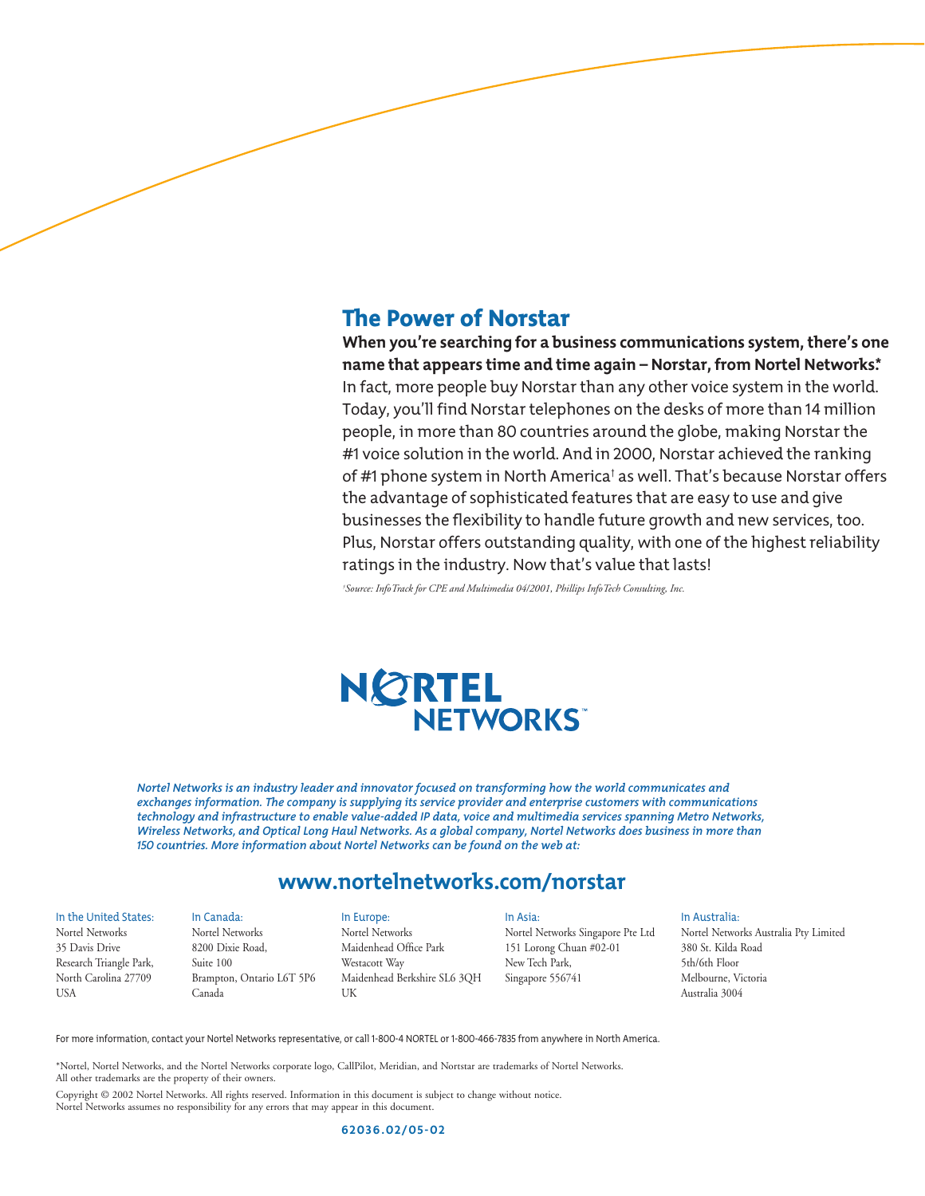## The Power of Norstar

**When you're searching for a business communications system, there's one name that appears time and time again – Norstar, from Nortel Networks.*** In fact, more people buy Norstar than any other voice system in the world. Today, you'll find Norstar telephones on the desks of more than 14 million people, in more than 80 countries around the globe, making Norstar the #1 voice solution in the world. And in 2000, Norstar achieved the ranking of #1 phone system in North America† as well. That's because Norstar offers the advantage of sophisticated features that are easy to use and give businesses the flexibility to handle future growth and new services, too. Plus, Norstar offers outstanding quality, with one of the highest reliability ratings in the industry. Now that's value that lasts!

*†Source: InfoTrack for CPE and Multimedia 04/2001, Phillips InfoTech Consulting, Inc.*

NORTEL NETWORKS™

*Nortel Networks is an industry leader and innovator focused on transforming how the world communicates and exchanges information. The company is supplying its service provider and enterprise customers with communications technology and infrastructure to enable value-added IP data, voice and multimedia services spanning Metro Networks, Wireless Networks, and Optical Long Haul Networks. As a global company, Nortel Networks does business in more than 150 countries. More information about Nortel Networks can be found on the web at:*

**www.nortelnetworks.com/norstar**

In the United States:
Nortel Networks
35 Davis Drive
Research Triangle Park,
North Carolina 27709
USA

In Canada:
Nortel Networks
8200 Dixie Road,
Suite 100
Brampton, Ontario L6T 5P6
Canada

In Europe:
Nortel Networks
Maidenhead Office Park
Westacott Way
Maidenhead Berkshire SL6 3QH
UK

In Asia:
Nortel Networks Singapore Pte Ltd
151 Lorong Chuan #02-01
New Tech Park,
Singapore 556741

In Australia:
Nortel Networks Australia Pty Limited
380 St. Kilda Road
5th/6th Floor
Melbourne, Victoria
Australia 3004

For more information, contact your Nortel Networks representative, or call 1-800-4 NORTEL or 1-800-466-7835 from anywhere in North America.

*Nortel, Nortel Networks, and the Nortel Networks corporate logo, CallPilot, Meridian, and Norstar are trademarks of Nortel Networks. All other trademarks are the property of their owners.

Copyright © 2002 Nortel Networks. All rights reserved. Information in this document is subject to change without notice. Nortel Networks assumes no responsibility for any errors that may appear in this document.

62036.02/05-02